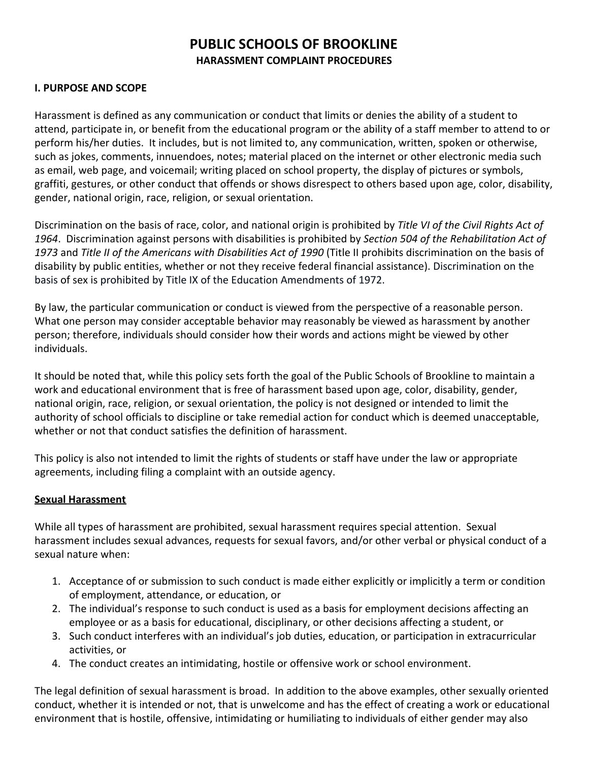# PUBLIC SCHOOLS OF BROOKLINE

## HARASSMENT COMPLAINT PROCEDURES

### I. PURPOSE AND SCOPE

Harassment is defined as any communication or conduct that limits or denies the ability of a student to attend, participate in, or benefit from the educational program or the ability of a staff member to attend to or perform his/her duties. It includes, but is not limited to, any communication, written, spoken or otherwise, such as jokes, comments, innuendoes, notes; material placed on the internet or other electronic media such as email, web page, and voicemail; writing placed on school property, the display of pictures or symbols, graffiti, gestures, or other conduct that offends or shows disrespect to others based upon age, color, disability, gender, national origin, race, religion, or sexual orientation.

Discrimination on the basis of race, color, and national origin is prohibited by *Title VI of the Civil Rights Act of 1964*. Discrimination against persons with disabilities is prohibited by *Section 504 of the Rehabilitation Act of 1973* and *Title II of the Americans with Disabilities Act of 1990* (Title II prohibits discrimination on the basis of disability by public entities, whether or not they receive federal financial assistance). Discrimination on the basis of sex is prohibited by Title IX of the Education Amendments of 1972.

By law, the particular communication or conduct is viewed from the perspective of a reasonable person. What one person may consider acceptable behavior may reasonably be viewed as harassment by another person; therefore, individuals should consider how their words and actions might be viewed by other individuals.

It should be noted that, while this policy sets forth the goal of the Public Schools of Brookline to maintain a work and educational environment that is free of harassment based upon age, color, disability, gender, national origin, race, religion, or sexual orientation, the policy is not designed or intended to limit the authority of school officials to discipline or take remedial action for conduct which is deemed unacceptable, whether or not that conduct satisfies the definition of harassment.

This policy is also not intended to limit the rights of students or staff have under the law or appropriate agreements, including filing a complaint with an outside agency.

#### Sexual Harassment

While all types of harassment are prohibited, sexual harassment requires special attention. Sexual harassment includes sexual advances, requests for sexual favors, and/or other verbal or physical conduct of a sexual nature when:

1. Acceptance of or submission to such conduct is made either explicitly or implicitly a term or condition of employment, attendance, or education, or
2. The individual's response to such conduct is used as a basis for employment decisions affecting an employee or as a basis for educational, disciplinary, or other decisions affecting a student, or
3. Such conduct interferes with an individual's job duties, education, or participation in extracurricular activities, or
4. The conduct creates an intimidating, hostile or offensive work or school environment.

The legal definition of sexual harassment is broad. In addition to the above examples, other sexually oriented conduct, whether it is intended or not, that is unwelcome and has the effect of creating a work or educational environment that is hostile, offensive, intimidating or humiliating to individuals of either gender may also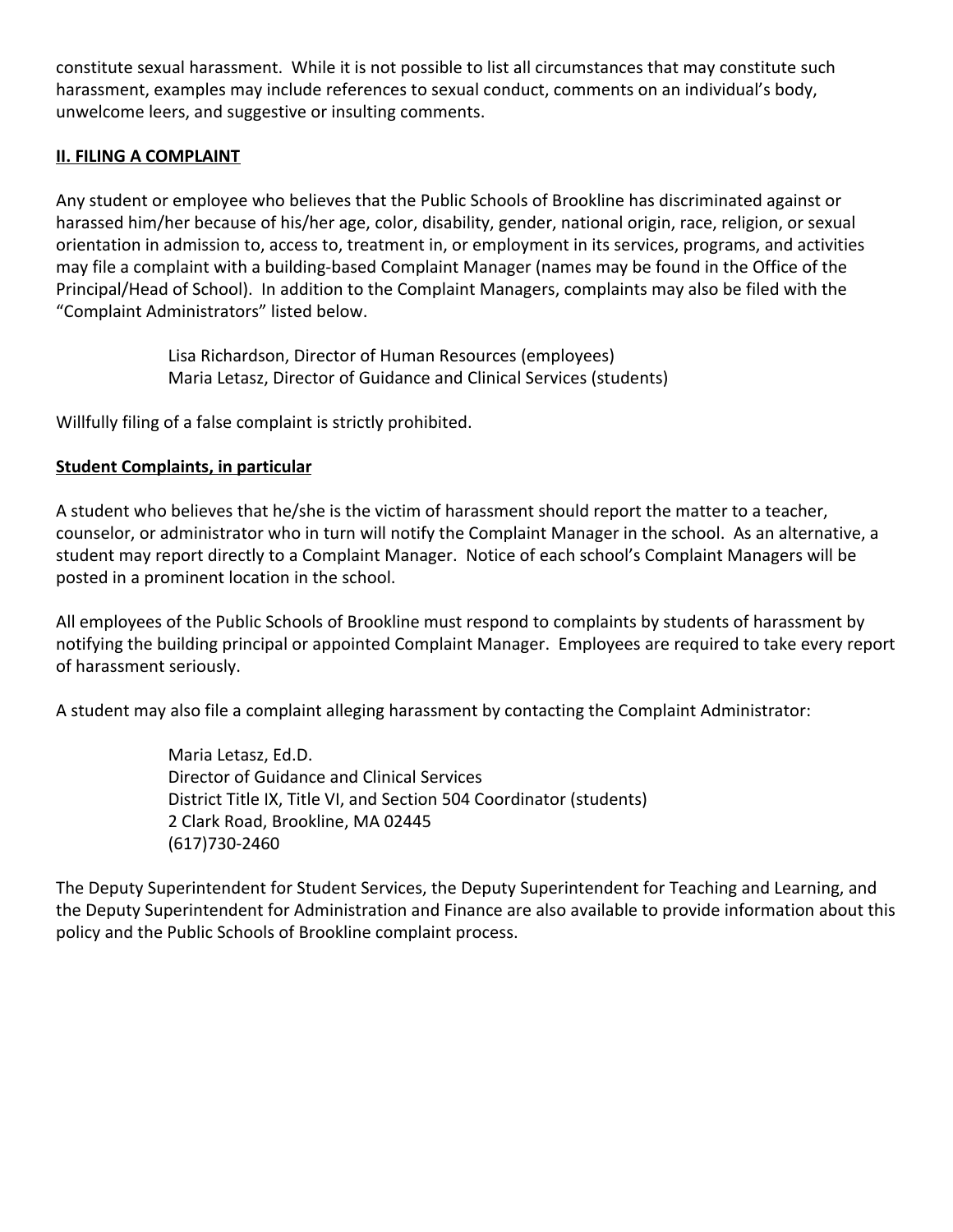constitute sexual harassment. While it is not possible to list all circumstances that may constitute such harassment, examples may include references to sexual conduct, comments on an individual's body, unwelcome leers, and suggestive or insulting comments.

## II. FILING A COMPLAINT

Any student or employee who believes that the Public Schools of Brookline has discriminated against or harassed him/her because of his/her age, color, disability, gender, national origin, race, religion, or sexual orientation in admission to, access to, treatment in, or employment in its services, programs, and activities may file a complaint with a building-based Complaint Manager (names may be found in the Office of the Principal/Head of School). In addition to the Complaint Managers, complaints may also be filed with the "Complaint Administrators" listed below.

> Lisa Richardson, Director of Human Resources (employees)
> Maria Letasz, Director of Guidance and Clinical Services (students)

Willfully filing of a false complaint is strictly prohibited.

### Student Complaints, in particular

A student who believes that he/she is the victim of harassment should report the matter to a teacher, counselor, or administrator who in turn will notify the Complaint Manager in the school. As an alternative, a student may report directly to a Complaint Manager. Notice of each school's Complaint Managers will be posted in a prominent location in the school.

All employees of the Public Schools of Brookline must respond to complaints by students of harassment by notifying the building principal or appointed Complaint Manager. Employees are required to take every report of harassment seriously.

A student may also file a complaint alleging harassment by contacting the Complaint Administrator:

> Maria Letasz, Ed.D.
> Director of Guidance and Clinical Services
> District Title IX, Title VI, and Section 504 Coordinator (students)
> 2 Clark Road, Brookline, MA 02445
> (617)730-2460

The Deputy Superintendent for Student Services, the Deputy Superintendent for Teaching and Learning, and the Deputy Superintendent for Administration and Finance are also available to provide information about this policy and the Public Schools of Brookline complaint process.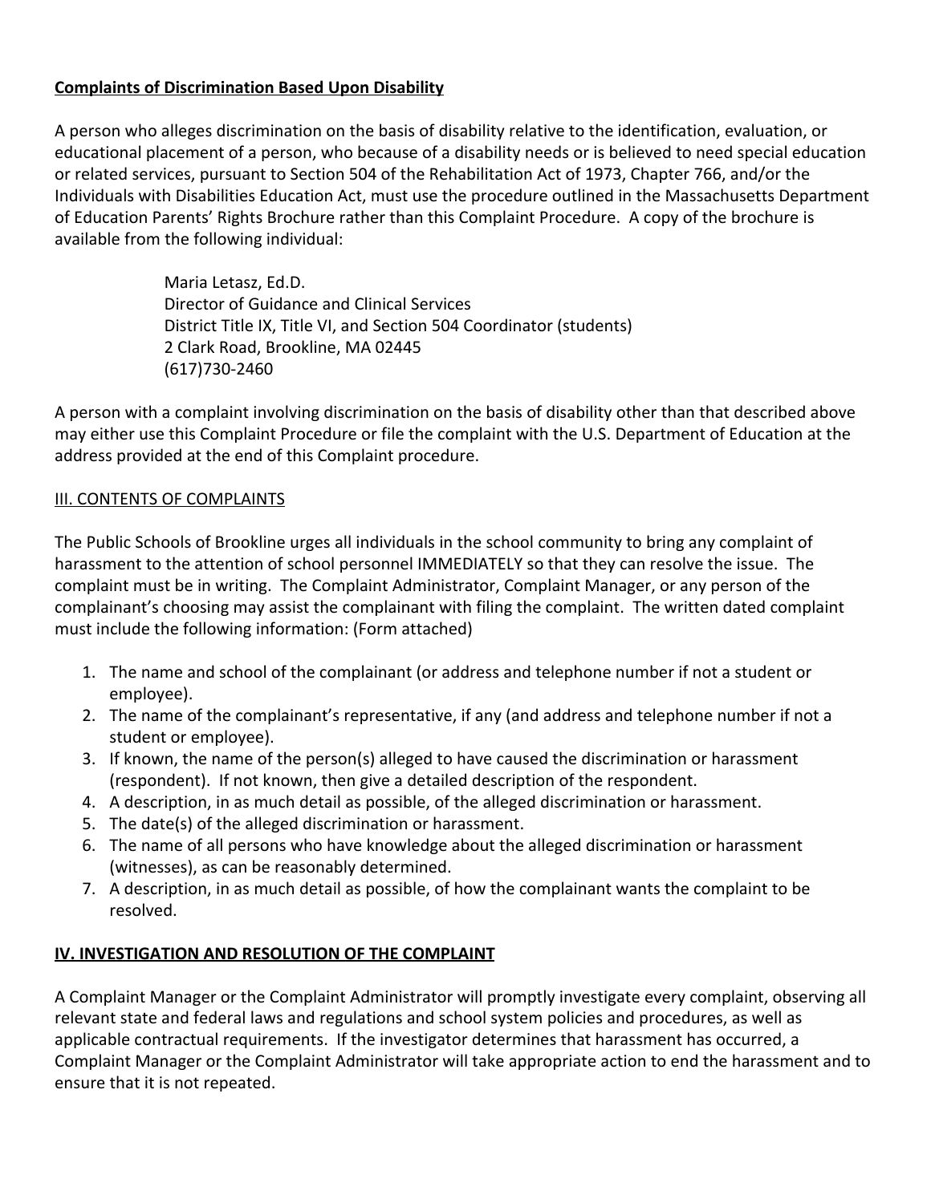**Complaints of Discrimination Based Upon Disability**

A person who alleges discrimination on the basis of disability relative to the identification, evaluation, or educational placement of a person, who because of a disability needs or is believed to need special education or related services, pursuant to Section 504 of the Rehabilitation Act of 1973, Chapter 766, and/or the Individuals with Disabilities Education Act, must use the procedure outlined in the Massachusetts Department of Education Parents' Rights Brochure rather than this Complaint Procedure. A copy of the brochure is available from the following individual:

> Maria Letasz, Ed.D.
> Director of Guidance and Clinical Services
> District Title IX, Title VI, and Section 504 Coordinator (students)
> 2 Clark Road, Brookline, MA 02445
> (617)730-2460

A person with a complaint involving discrimination on the basis of disability other than that described above may either use this Complaint Procedure or file the complaint with the U.S. Department of Education at the address provided at the end of this Complaint procedure.

III. CONTENTS OF COMPLAINTS

The Public Schools of Brookline urges all individuals in the school community to bring any complaint of harassment to the attention of school personnel IMMEDIATELY so that they can resolve the issue. The complaint must be in writing. The Complaint Administrator, Complaint Manager, or any person of the complainant's choosing may assist the complainant with filing the complaint. The written dated complaint must include the following information: (Form attached)

1. The name and school of the complainant (or address and telephone number if not a student or employee).
2. The name of the complainant's representative, if any (and address and telephone number if not a student or employee).
3. If known, the name of the person(s) alleged to have caused the discrimination or harassment (respondent). If not known, then give a detailed description of the respondent.
4. A description, in as much detail as possible, of the alleged discrimination or harassment.
5. The date(s) of the alleged discrimination or harassment.
6. The name of all persons who have knowledge about the alleged discrimination or harassment (witnesses), as can be reasonably determined.
7. A description, in as much detail as possible, of how the complainant wants the complaint to be resolved.

**IV. INVESTIGATION AND RESOLUTION OF THE COMPLAINT**

A Complaint Manager or the Complaint Administrator will promptly investigate every complaint, observing all relevant state and federal laws and regulations and school system policies and procedures, as well as applicable contractual requirements. If the investigator determines that harassment has occurred, a Complaint Manager or the Complaint Administrator will take appropriate action to end the harassment and to ensure that it is not repeated.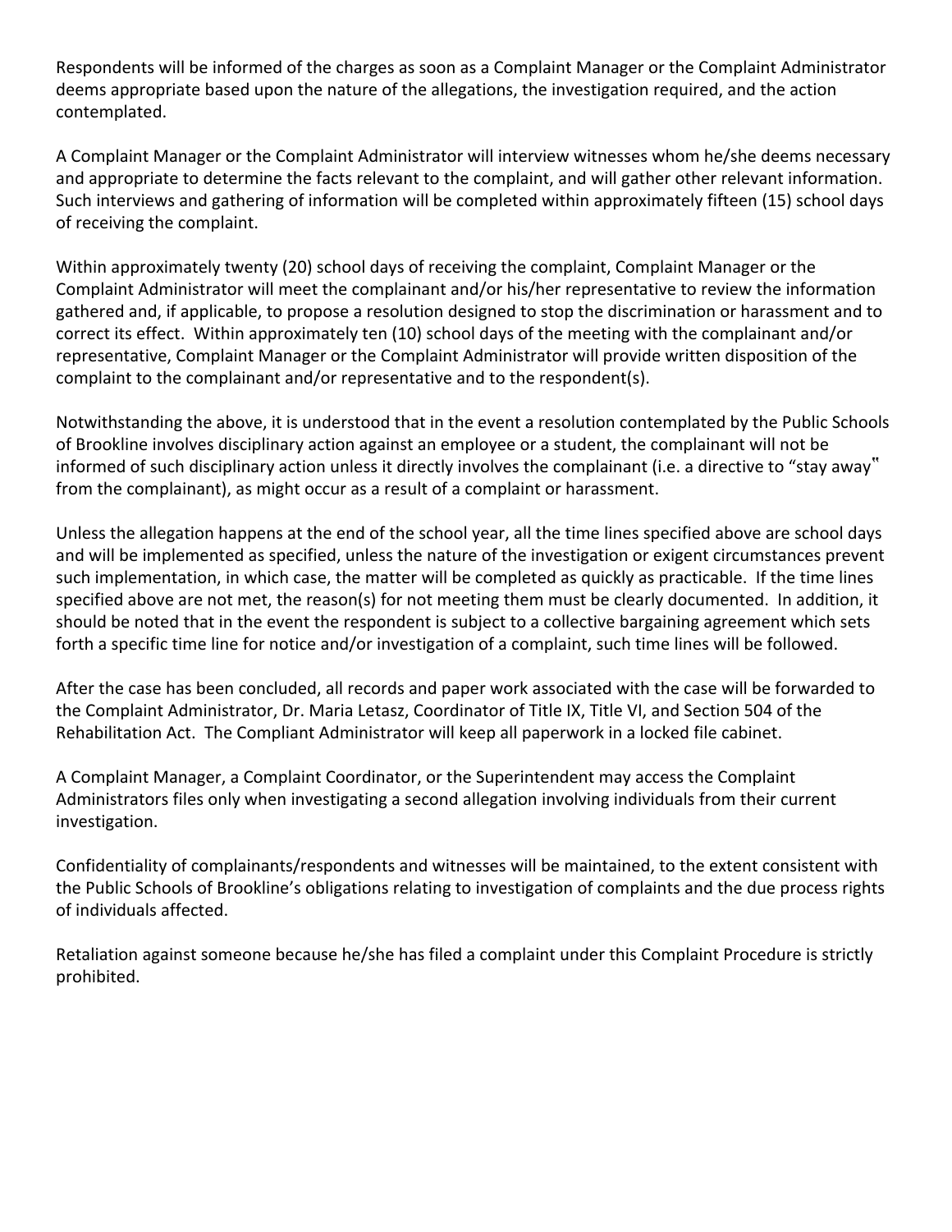Respondents will be informed of the charges as soon as a Complaint Manager or the Complaint Administrator deems appropriate based upon the nature of the allegations, the investigation required, and the action contemplated.

A Complaint Manager or the Complaint Administrator will interview witnesses whom he/she deems necessary and appropriate to determine the facts relevant to the complaint, and will gather other relevant information. Such interviews and gathering of information will be completed within approximately fifteen (15) school days of receiving the complaint.

Within approximately twenty (20) school days of receiving the complaint, Complaint Manager or the Complaint Administrator will meet the complainant and/or his/her representative to review the information gathered and, if applicable, to propose a resolution designed to stop the discrimination or harassment and to correct its effect. Within approximately ten (10) school days of the meeting with the complainant and/or representative, Complaint Manager or the Complaint Administrator will provide written disposition of the complaint to the complainant and/or representative and to the respondent(s).

Notwithstanding the above, it is understood that in the event a resolution contemplated by the Public Schools of Brookline involves disciplinary action against an employee or a student, the complainant will not be informed of such disciplinary action unless it directly involves the complainant (i.e. a directive to "stay away" from the complainant), as might occur as a result of a complaint or harassment.

Unless the allegation happens at the end of the school year, all the time lines specified above are school days and will be implemented as specified, unless the nature of the investigation or exigent circumstances prevent such implementation, in which case, the matter will be completed as quickly as practicable. If the time lines specified above are not met, the reason(s) for not meeting them must be clearly documented. In addition, it should be noted that in the event the respondent is subject to a collective bargaining agreement which sets forth a specific time line for notice and/or investigation of a complaint, such time lines will be followed.

After the case has been concluded, all records and paper work associated with the case will be forwarded to the Complaint Administrator, Dr. Maria Letasz, Coordinator of Title IX, Title VI, and Section 504 of the Rehabilitation Act. The Compliant Administrator will keep all paperwork in a locked file cabinet.

A Complaint Manager, a Complaint Coordinator, or the Superintendent may access the Complaint Administrators files only when investigating a second allegation involving individuals from their current investigation.

Confidentiality of complainants/respondents and witnesses will be maintained, to the extent consistent with the Public Schools of Brookline's obligations relating to investigation of complaints and the due process rights of individuals affected.

Retaliation against someone because he/she has filed a complaint under this Complaint Procedure is strictly prohibited.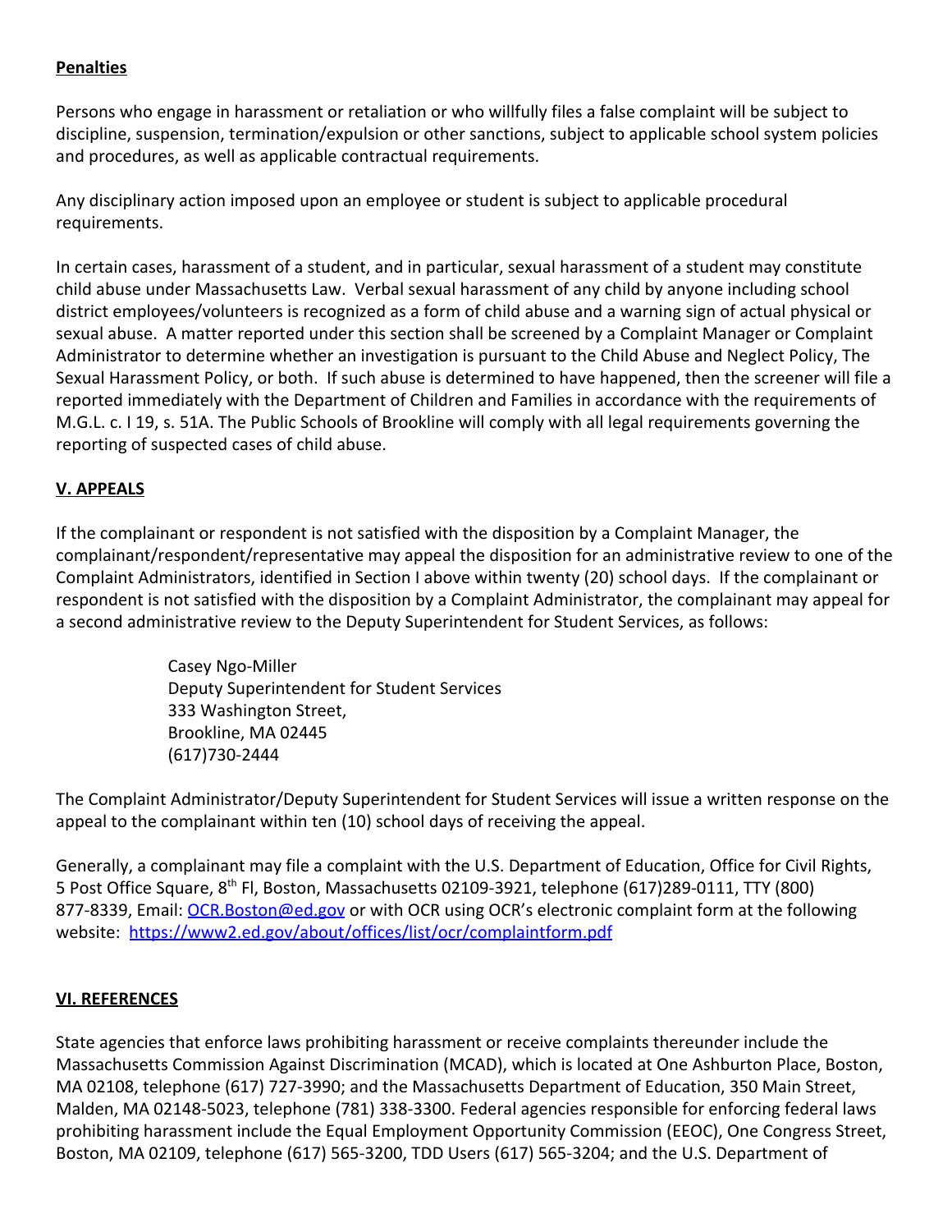**Penalties**

Persons who engage in harassment or retaliation or who willfully files a false complaint will be subject to discipline, suspension, termination/expulsion or other sanctions, subject to applicable school system policies and procedures, as well as applicable contractual requirements.

Any disciplinary action imposed upon an employee or student is subject to applicable procedural requirements.

In certain cases, harassment of a student, and in particular, sexual harassment of a student may constitute child abuse under Massachusetts Law. Verbal sexual harassment of any child by anyone including school district employees/volunteers is recognized as a form of child abuse and a warning sign of actual physical or sexual abuse. A matter reported under this section shall be screened by a Complaint Manager or Complaint Administrator to determine whether an investigation is pursuant to the Child Abuse and Neglect Policy, The Sexual Harassment Policy, or both. If such abuse is determined to have happened, then the screener will file a reported immediately with the Department of Children and Families in accordance with the requirements of M.G.L. c. I 19, s. 51A. The Public Schools of Brookline will comply with all legal requirements governing the reporting of suspected cases of child abuse.

## V. APPEALS

If the complainant or respondent is not satisfied with the disposition by a Complaint Manager, the complainant/respondent/representative may appeal the disposition for an administrative review to one of the Complaint Administrators, identified in Section I above within twenty (20) school days. If the complainant or respondent is not satisfied with the disposition by a Complaint Administrator, the complainant may appeal for a second administrative review to the Deputy Superintendent for Student Services, as follows:

> Casey Ngo-Miller
> Deputy Superintendent for Student Services
> 333 Washington Street,
> Brookline, MA 02445
> (617)730-2444

The Complaint Administrator/Deputy Superintendent for Student Services will issue a written response on the appeal to the complainant within ten (10) school days of receiving the appeal.

Generally, a complainant may file a complaint with the U.S. Department of Education, Office for Civil Rights, 5 Post Office Square, 8th Fl, Boston, Massachusetts 02109-3921, telephone (617)289-0111, TTY (800) 877-8339, Email: [OCR.Boston@ed.gov](mailto:OCR.Boston@ed.gov) or with OCR using OCR's electronic complaint form at the following website: [https://www2.ed.gov/about/offices/list/ocr/complaintform.pdf](https://www2.ed.gov/about/offices/list/ocr/complaintform.pdf)

## VI. REFERENCES

State agencies that enforce laws prohibiting harassment or receive complaints thereunder include the Massachusetts Commission Against Discrimination (MCAD), which is located at One Ashburton Place, Boston, MA 02108, telephone (617) 727-3990; and the Massachusetts Department of Education, 350 Main Street, Malden, MA 02148-5023, telephone (781) 338-3300. Federal agencies responsible for enforcing federal laws prohibiting harassment include the Equal Employment Opportunity Commission (EEOC), One Congress Street, Boston, MA 02109, telephone (617) 565-3200, TDD Users (617) 565-3204; and the U.S. Department of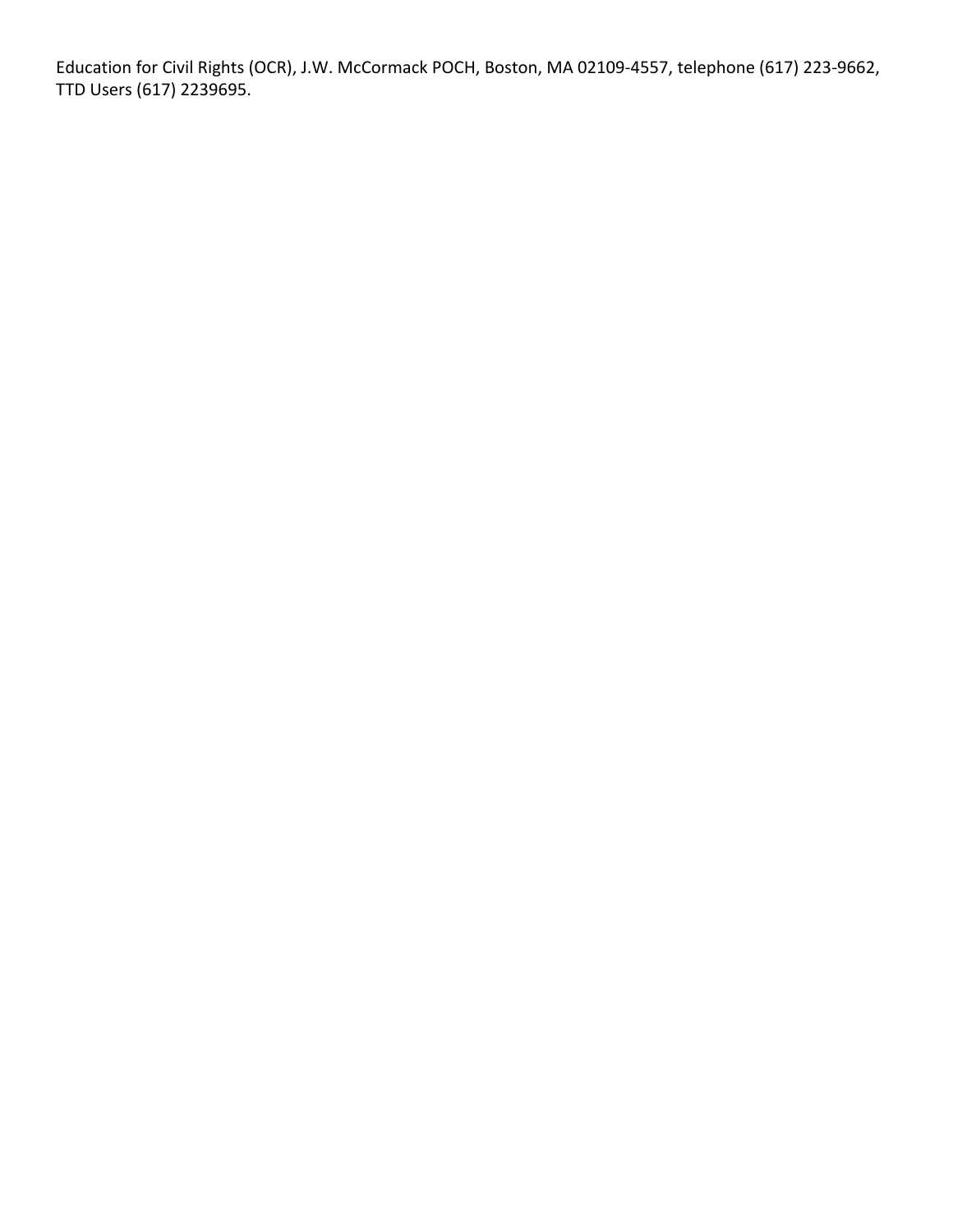Education for Civil Rights (OCR), J.W. McCormack POCH, Boston, MA 02109-4557, telephone (617) 223-9662, TTD Users (617) 2239695.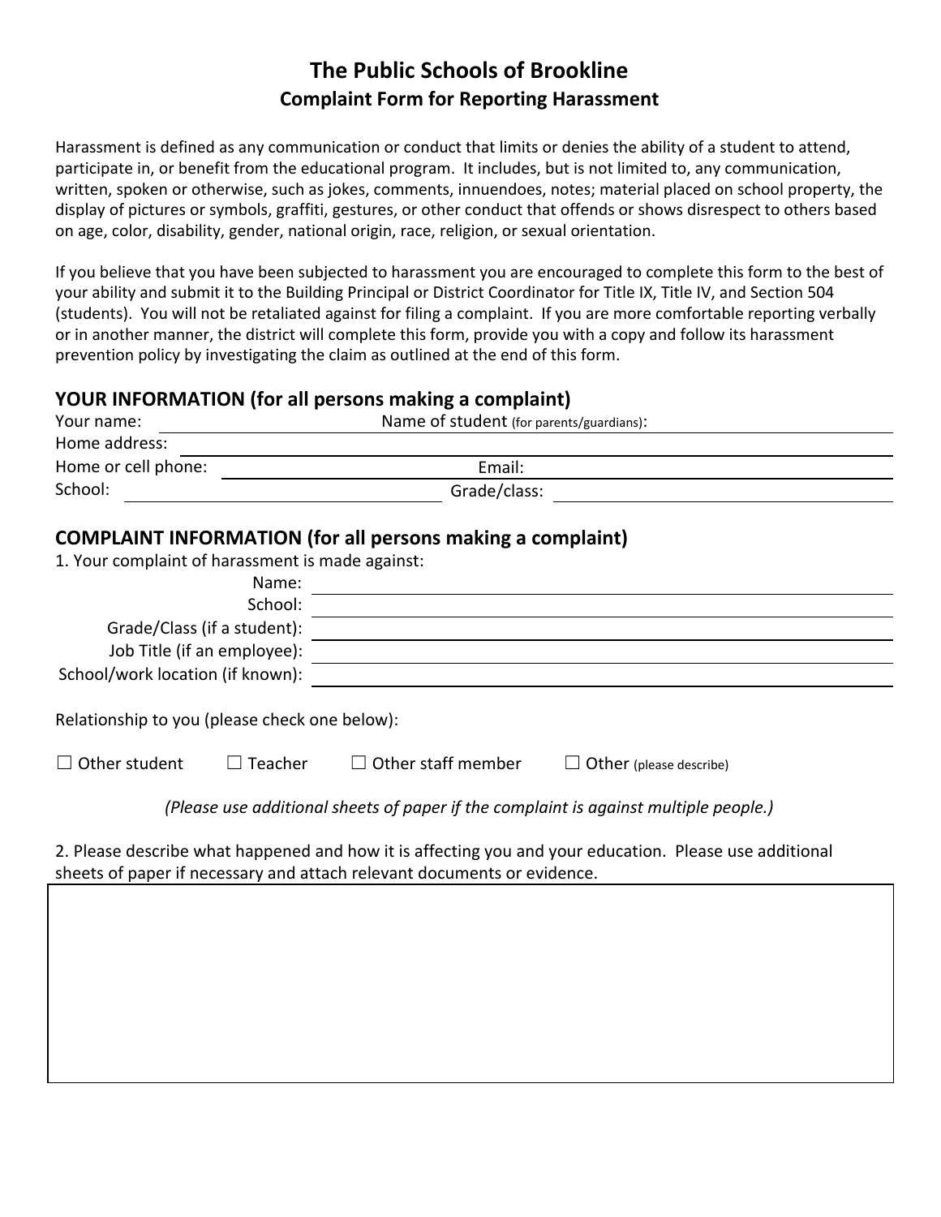# The Public Schools of Brookline

## Complaint Form for Reporting Harassment

Harassment is defined as any communication or conduct that limits or denies the ability of a student to attend, participate in, or benefit from the educational program. It includes, but is not limited to, any communication, written, spoken or otherwise, such as jokes, comments, innuendoes, notes; material placed on school property, the display of pictures or symbols, graffiti, gestures, or other conduct that offends or shows disrespect to others based on age, color, disability, gender, national origin, race, religion, or sexual orientation.

If you believe that you have been subjected to harassment you are encouraged to complete this form to the best of your ability and submit it to the Building Principal or District Coordinator for Title IX, Title IV, and Section 504 (students). You will not be retaliated against for filing a complaint. If you are more comfortable reporting verbally or in another manner, the district will complete this form, provide you with a copy and follow its harassment prevention policy by investigating the claim as outlined at the end of this form.

### YOUR INFORMATION (for all persons making a complaint)

Your name: ______________________ Name of student (for parents/guardians): ______________________

Home address: ____________________________________________

Home or cell phone: ______________________ Email: ______________________

School: ______________________ Grade/class: ______________________

### COMPLAINT INFORMATION (for all persons making a complaint)

1. Your complaint of harassment is made against:

Name: ______________________

School: ______________________

Grade/Class (if a student): ______________________

Job Title (if an employee): ______________________

School/work location (if known): ______________________

Relationship to you (please check one below):

☐ Other student ☐ Teacher ☐ Other staff member ☐ Other (please describe)

*(Please use additional sheets of paper if the complaint is against multiple people.)*

2. Please describe what happened and how it is affecting you and your education. Please use additional sheets of paper if necessary and attach relevant documents or evidence.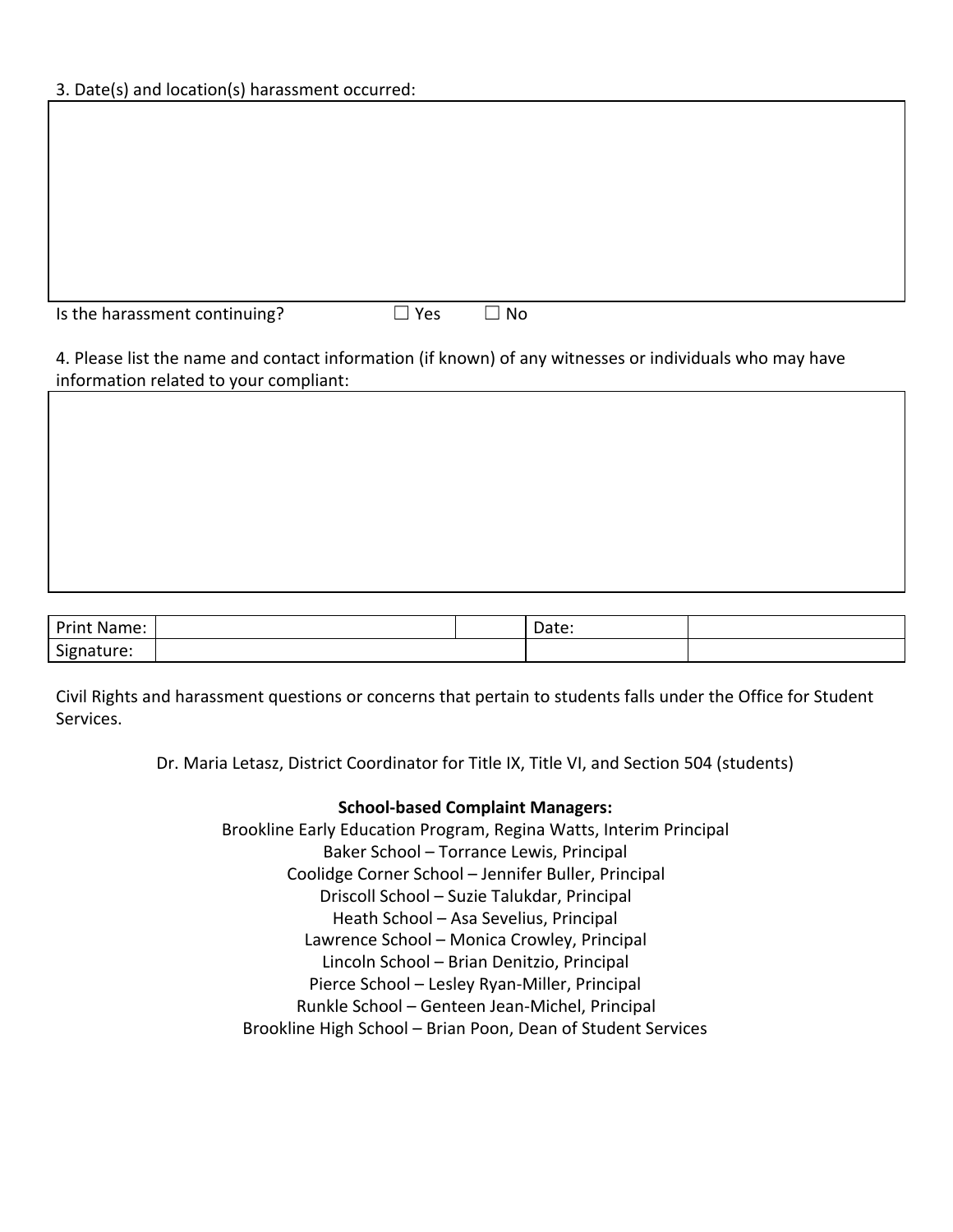3. Date(s) and location(s) harassment occurred:

| |
|---|
| |

Is the harassment continuing? ☐ Yes ☐ No

4. Please list the name and contact information (if known) of any witnesses or individuals who may have information related to your compliant:

| |
|---|
| |

| | | | | |
|---|---|---|---|---|
| Print Name: | | | Date: | |
| Signature: | | | | |

Civil Rights and harassment questions or concerns that pertain to students falls under the Office for Student Services.

Dr. Maria Letasz, District Coordinator for Title IX, Title VI, and Section 504 (students)

**School-based Complaint Managers:**

Brookline Early Education Program, Regina Watts, Interim Principal
Baker School – Torrance Lewis, Principal
Coolidge Corner School – Jennifer Buller, Principal
Driscoll School – Suzie Talukdar, Principal
Heath School – Asa Sevelius, Principal
Lawrence School – Monica Crowley, Principal
Lincoln School – Brian Denitzio, Principal
Pierce School – Lesley Ryan-Miller, Principal
Runkle School – Genteen Jean-Michel, Principal
Brookline High School – Brian Poon, Dean of Student Services